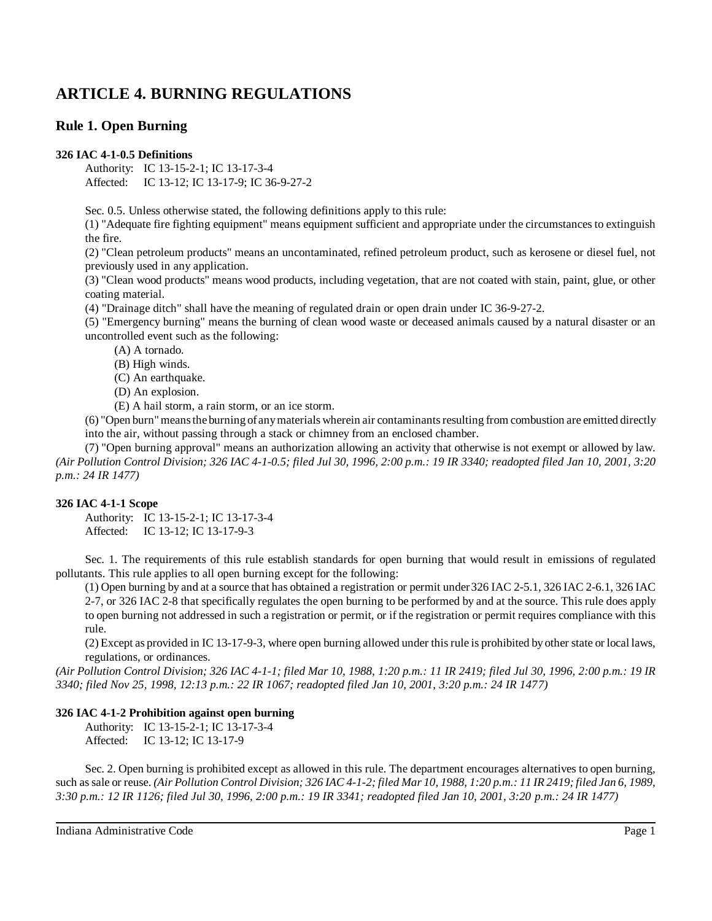# ARTICLE 4. BURNING REGULATIONS

## Rule 1. Open Burning

**326 IAC 4-1-0.5 Definitions**

Authority: IC 13-15-2-1; IC 13-17-3-4
Affected: IC 13-12; IC 13-17-9; IC 36-9-27-2

Sec. 0.5. Unless otherwise stated, the following definitions apply to this rule:

(1) "Adequate fire fighting equipment" means equipment sufficient and appropriate under the circumstances to extinguish the fire.

(2) "Clean petroleum products" means an uncontaminated, refined petroleum product, such as kerosene or diesel fuel, not previously used in any application.

(3) "Clean wood products" means wood products, including vegetation, that are not coated with stain, paint, glue, or other coating material.

(4) "Drainage ditch" shall have the meaning of regulated drain or open drain under IC 36-9-27-2.

(5) "Emergency burning" means the burning of clean wood waste or deceased animals caused by a natural disaster or an uncontrolled event such as the following:

(A) A tornado.
(B) High winds.
(C) An earthquake.
(D) An explosion.
(E) A hail storm, a rain storm, or an ice storm.

(6) "Open burn" means the burning of any materials wherein air contaminants resulting from combustion are emitted directly into the air, without passing through a stack or chimney from an enclosed chamber.

(7) "Open burning approval" means an authorization allowing an activity that otherwise is not exempt or allowed by law. *(Air Pollution Control Division; 326 IAC 4-1-0.5; filed Jul 30, 1996, 2:00 p.m.: 19 IR 3340; readopted filed Jan 10, 2001, 3:20 p.m.: 24 IR 1477)*

**326 IAC 4-1-1 Scope**

Authority: IC 13-15-2-1; IC 13-17-3-4
Affected: IC 13-12; IC 13-17-9-3

Sec. 1. The requirements of this rule establish standards for open burning that would result in emissions of regulated pollutants. This rule applies to all open burning except for the following:

(1) Open burning by and at a source that has obtained a registration or permit under 326 IAC 2-5.1, 326 IAC 2-6.1, 326 IAC 2-7, or 326 IAC 2-8 that specifically regulates the open burning to be performed by and at the source. This rule does apply to open burning not addressed in such a registration or permit, or if the registration or permit requires compliance with this rule.

(2) Except as provided in IC 13-17-9-3, where open burning allowed under this rule is prohibited by other state or local laws, regulations, or ordinances.

*(Air Pollution Control Division; 326 IAC 4-1-1; filed Mar 10, 1988, 1:20 p.m.: 11 IR 2419; filed Jul 30, 1996, 2:00 p.m.: 19 IR 3340; filed Nov 25, 1998, 12:13 p.m.: 22 IR 1067; readopted filed Jan 10, 2001, 3:20 p.m.: 24 IR 1477)*

**326 IAC 4-1-2 Prohibition against open burning**

Authority: IC 13-15-2-1; IC 13-17-3-4
Affected: IC 13-12; IC 13-17-9

Sec. 2. Open burning is prohibited except as allowed in this rule. The department encourages alternatives to open burning, such as sale or reuse. *(Air Pollution Control Division; 326 IAC 4-1-2; filed Mar 10, 1988, 1:20 p.m.: 11 IR 2419; filed Jan 6, 1989, 3:30 p.m.: 12 IR 1126; filed Jul 30, 1996, 2:00 p.m.: 19 IR 3341; readopted filed Jan 10, 2001, 3:20 p.m.: 24 IR 1477)*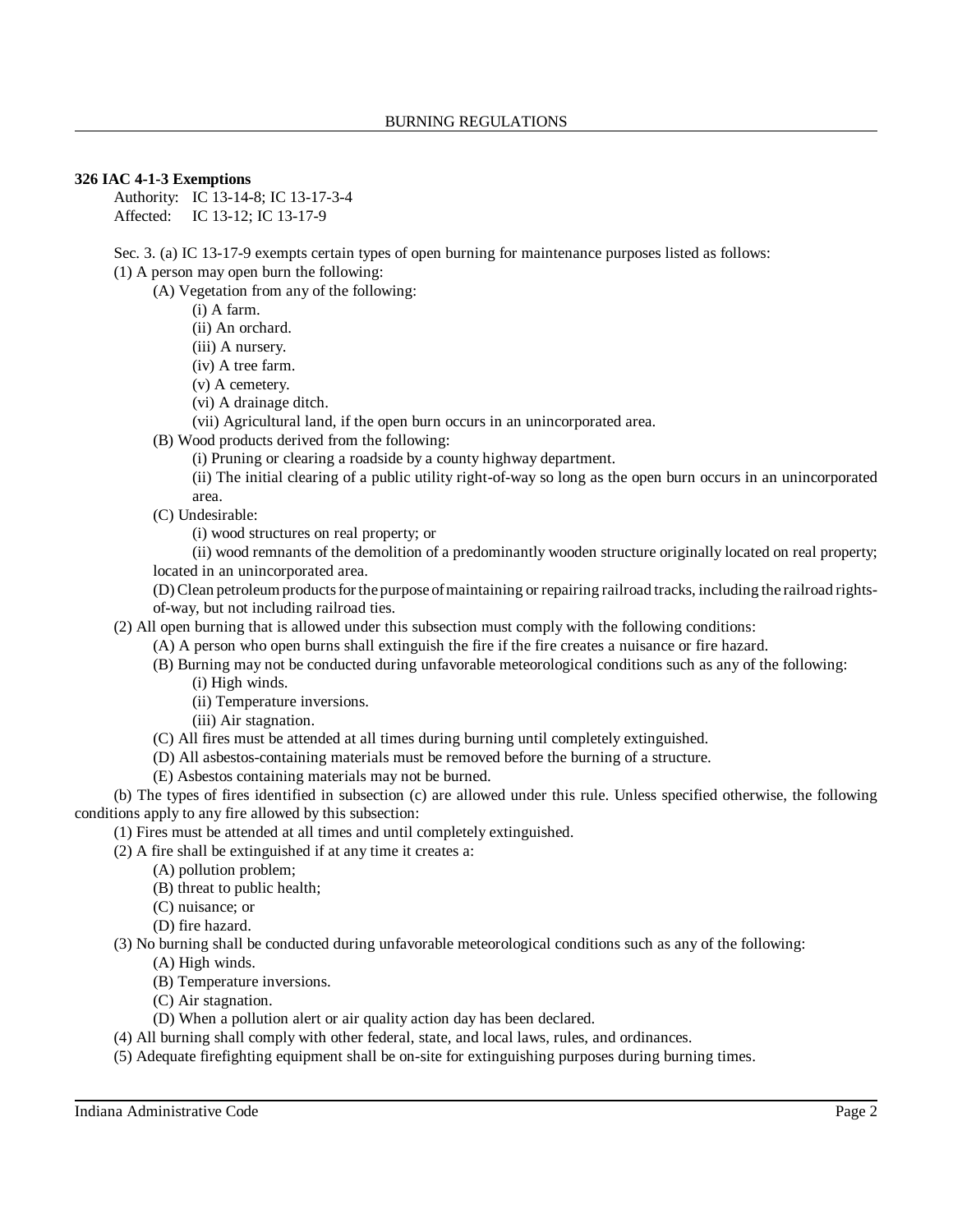**326 IAC 4-1-3 Exemptions**

Authority: IC 13-14-8; IC 13-17-3-4
Affected: IC 13-12; IC 13-17-9

Sec. 3. (a) IC 13-17-9 exempts certain types of open burning for maintenance purposes listed as follows:

(1) A person may open burn the following:

(A) Vegetation from any of the following:

(i) A farm.

(ii) An orchard.

(iii) A nursery.

(iv) A tree farm.

(v) A cemetery.

(vi) A drainage ditch.

(vii) Agricultural land, if the open burn occurs in an unincorporated area.

(B) Wood products derived from the following:

(i) Pruning or clearing a roadside by a county highway department.

(ii) The initial clearing of a public utility right-of-way so long as the open burn occurs in an unincorporated area.

(C) Undesirable:

(i) wood structures on real property; or

(ii) wood remnants of the demolition of a predominantly wooden structure originally located on real property;

located in an unincorporated area.

(D) Clean petroleum products for the purpose of maintaining or repairing railroad tracks, including the railroad rights-of-way, but not including railroad ties.

(2) All open burning that is allowed under this subsection must comply with the following conditions:

(A) A person who open burns shall extinguish the fire if the fire creates a nuisance or fire hazard.

(B) Burning may not be conducted during unfavorable meteorological conditions such as any of the following:

(i) High winds.

(ii) Temperature inversions.

(iii) Air stagnation.

(C) All fires must be attended at all times during burning until completely extinguished.

(D) All asbestos-containing materials must be removed before the burning of a structure.

(E) Asbestos containing materials may not be burned.

(b) The types of fires identified in subsection (c) are allowed under this rule. Unless specified otherwise, the following conditions apply to any fire allowed by this subsection:

(1) Fires must be attended at all times and until completely extinguished.

(2) A fire shall be extinguished if at any time it creates a:

(A) pollution problem;

(B) threat to public health;

(C) nuisance; or

(D) fire hazard.

(3) No burning shall be conducted during unfavorable meteorological conditions such as any of the following:

(A) High winds.

(B) Temperature inversions.

(C) Air stagnation.

(D) When a pollution alert or air quality action day has been declared.

(4) All burning shall comply with other federal, state, and local laws, rules, and ordinances.

(5) Adequate firefighting equipment shall be on-site for extinguishing purposes during burning times.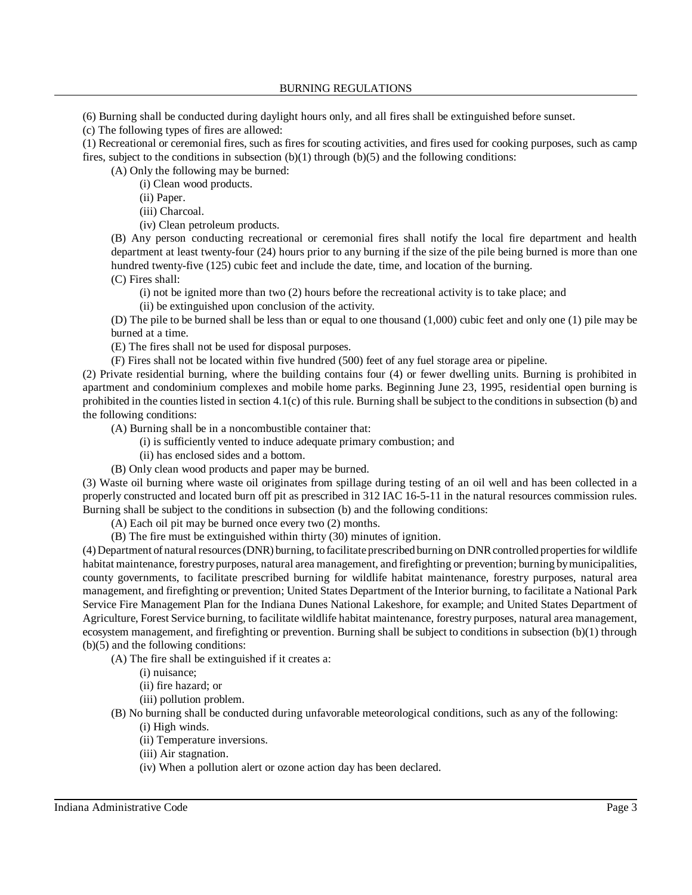(6) Burning shall be conducted during daylight hours only, and all fires shall be extinguished before sunset.

(c) The following types of fires are allowed:

(1) Recreational or ceremonial fires, such as fires for scouting activities, and fires used for cooking purposes, such as camp fires, subject to the conditions in subsection (b)(1) through (b)(5) and the following conditions:

- (A) Only the following may be burned:
  - (i) Clean wood products.
  - (ii) Paper.
  - (iii) Charcoal.
  - (iv) Clean petroleum products.
- (B) Any person conducting recreational or ceremonial fires shall notify the local fire department and health department at least twenty-four (24) hours prior to any burning if the size of the pile being burned is more than one hundred twenty-five (125) cubic feet and include the date, time, and location of the burning.
- (C) Fires shall:
  - (i) not be ignited more than two (2) hours before the recreational activity is to take place; and
  - (ii) be extinguished upon conclusion of the activity.
- (D) The pile to be burned shall be less than or equal to one thousand (1,000) cubic feet and only one (1) pile may be burned at a time.
- (E) The fires shall not be used for disposal purposes.
- (F) Fires shall not be located within five hundred (500) feet of any fuel storage area or pipeline.

(2) Private residential burning, where the building contains four (4) or fewer dwelling units. Burning is prohibited in apartment and condominium complexes and mobile home parks. Beginning June 23, 1995, residential open burning is prohibited in the counties listed in section 4.1(c) of this rule. Burning shall be subject to the conditions in subsection (b) and the following conditions:

- (A) Burning shall be in a noncombustible container that:
  - (i) is sufficiently vented to induce adequate primary combustion; and
  - (ii) has enclosed sides and a bottom.
- (B) Only clean wood products and paper may be burned.

(3) Waste oil burning where waste oil originates from spillage during testing of an oil well and has been collected in a properly constructed and located burn off pit as prescribed in 312 IAC 16-5-11 in the natural resources commission rules. Burning shall be subject to the conditions in subsection (b) and the following conditions:

- (A) Each oil pit may be burned once every two (2) months.
- (B) The fire must be extinguished within thirty (30) minutes of ignition.

(4) Department of natural resources (DNR) burning, to facilitate prescribed burning on DNR controlled properties for wildlife habitat maintenance, forestry purposes, natural area management, and firefighting or prevention; burning by municipalities, county governments, to facilitate prescribed burning for wildlife habitat maintenance, forestry purposes, natural area management, and firefighting or prevention; United States Department of the Interior burning, to facilitate a National Park Service Fire Management Plan for the Indiana Dunes National Lakeshore, for example; and United States Department of Agriculture, Forest Service burning, to facilitate wildlife habitat maintenance, forestry purposes, natural area management, ecosystem management, and firefighting or prevention. Burning shall be subject to conditions in subsection (b)(1) through (b)(5) and the following conditions:

- (A) The fire shall be extinguished if it creates a:
  - (i) nuisance;
  - (ii) fire hazard; or
  - (iii) pollution problem.
- (B) No burning shall be conducted during unfavorable meteorological conditions, such as any of the following:
  - (i) High winds.
  - (ii) Temperature inversions.
  - (iii) Air stagnation.
  - (iv) When a pollution alert or ozone action day has been declared.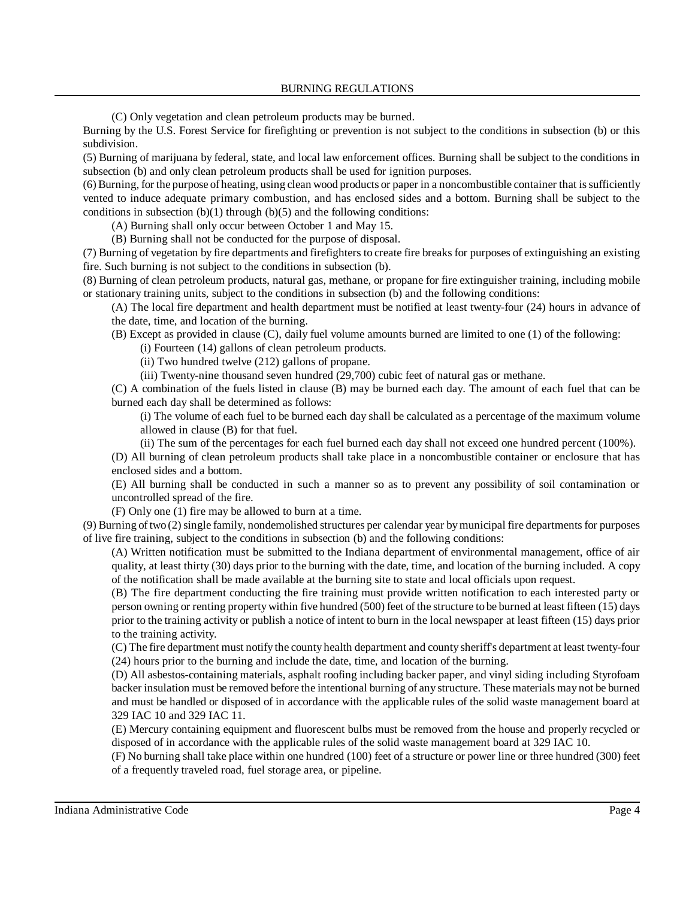(C) Only vegetation and clean petroleum products may be burned.

Burning by the U.S. Forest Service for firefighting or prevention is not subject to the conditions in subsection (b) or this subdivision.

(5) Burning of marijuana by federal, state, and local law enforcement offices. Burning shall be subject to the conditions in subsection (b) and only clean petroleum products shall be used for ignition purposes.

(6) Burning, for the purpose of heating, using clean wood products or paper in a noncombustible container that is sufficiently vented to induce adequate primary combustion, and has enclosed sides and a bottom. Burning shall be subject to the conditions in subsection (b)(1) through (b)(5) and the following conditions:

(A) Burning shall only occur between October 1 and May 15.

(B) Burning shall not be conducted for the purpose of disposal.

(7) Burning of vegetation by fire departments and firefighters to create fire breaks for purposes of extinguishing an existing fire. Such burning is not subject to the conditions in subsection (b).

(8) Burning of clean petroleum products, natural gas, methane, or propane for fire extinguisher training, including mobile or stationary training units, subject to the conditions in subsection (b) and the following conditions:

(A) The local fire department and health department must be notified at least twenty-four (24) hours in advance of the date, time, and location of the burning.

(B) Except as provided in clause (C), daily fuel volume amounts burned are limited to one (1) of the following:

(i) Fourteen (14) gallons of clean petroleum products.

(ii) Two hundred twelve (212) gallons of propane.

(iii) Twenty-nine thousand seven hundred (29,700) cubic feet of natural gas or methane.

(C) A combination of the fuels listed in clause (B) may be burned each day. The amount of each fuel that can be burned each day shall be determined as follows:

(i) The volume of each fuel to be burned each day shall be calculated as a percentage of the maximum volume allowed in clause (B) for that fuel.

(ii) The sum of the percentages for each fuel burned each day shall not exceed one hundred percent (100%).

(D) All burning of clean petroleum products shall take place in a noncombustible container or enclosure that has enclosed sides and a bottom.

(E) All burning shall be conducted in such a manner so as to prevent any possibility of soil contamination or uncontrolled spread of the fire.

(F) Only one (1) fire may be allowed to burn at a time.

(9) Burning of two (2) single family, nondemolished structures per calendar year by municipal fire departments for purposes of live fire training, subject to the conditions in subsection (b) and the following conditions:

(A) Written notification must be submitted to the Indiana department of environmental management, office of air quality, at least thirty (30) days prior to the burning with the date, time, and location of the burning included. A copy of the notification shall be made available at the burning site to state and local officials upon request.

(B) The fire department conducting the fire training must provide written notification to each interested party or person owning or renting property within five hundred (500) feet of the structure to be burned at least fifteen (15) days prior to the training activity or publish a notice of intent to burn in the local newspaper at least fifteen (15) days prior to the training activity.

(C) The fire department must notify the county health department and county sheriff's department at least twenty-four (24) hours prior to the burning and include the date, time, and location of the burning.

(D) All asbestos-containing materials, asphalt roofing including backer paper, and vinyl siding including Styrofoam backer insulation must be removed before the intentional burning of any structure. These materials may not be burned and must be handled or disposed of in accordance with the applicable rules of the solid waste management board at 329 IAC 10 and 329 IAC 11.

(E) Mercury containing equipment and fluorescent bulbs must be removed from the house and properly recycled or disposed of in accordance with the applicable rules of the solid waste management board at 329 IAC 10.

(F) No burning shall take place within one hundred (100) feet of a structure or power line or three hundred (300) feet of a frequently traveled road, fuel storage area, or pipeline.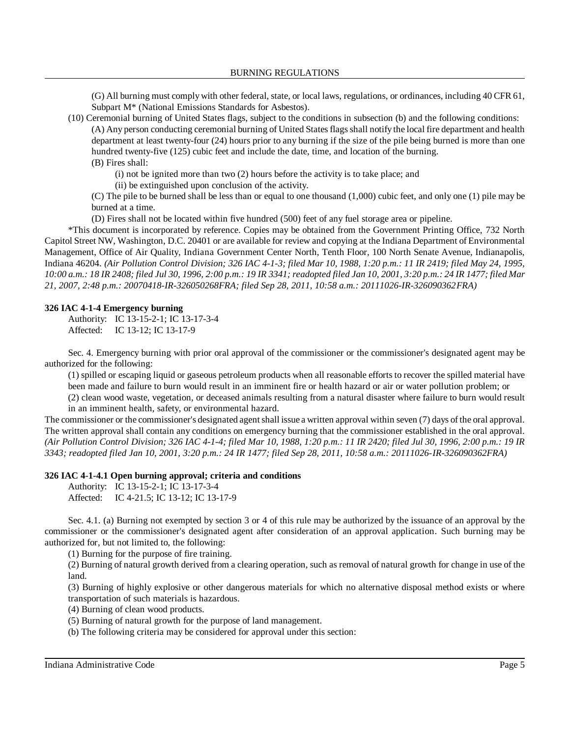(G) All burning must comply with other federal, state, or local laws, regulations, or ordinances, including 40 CFR 61, Subpart M* (National Emissions Standards for Asbestos).

(10) Ceremonial burning of United States flags, subject to the conditions in subsection (b) and the following conditions:

(A) Any person conducting ceremonial burning of United States flags shall notify the local fire department and health department at least twenty-four (24) hours prior to any burning if the size of the pile being burned is more than one hundred twenty-five (125) cubic feet and include the date, time, and location of the burning.

(B) Fires shall:

(i) not be ignited more than two (2) hours before the activity is to take place; and

(ii) be extinguished upon conclusion of the activity.

(C) The pile to be burned shall be less than or equal to one thousand (1,000) cubic feet, and only one (1) pile may be burned at a time.

(D) Fires shall not be located within five hundred (500) feet of any fuel storage area or pipeline.

*This document is incorporated by reference. Copies may be obtained from the Government Printing Office, 732 North Capitol Street NW, Washington, D.C. 20401 or are available for review and copying at the Indiana Department of Environmental Management, Office of Air Quality, Indiana Government Center North, Tenth Floor, 100 North Senate Avenue, Indianapolis, Indiana 46204. *(Air Pollution Control Division; 326 IAC 4-1-3; filed Mar 10, 1988, 1:20 p.m.: 11 IR 2419; filed May 24, 1995, 10:00 a.m.: 18 IR 2408; filed Jul 30, 1996, 2:00 p.m.: 19 IR 3341; readopted filed Jan 10, 2001, 3:20 p.m.: 24 IR 1477; filed Mar 21, 2007, 2:48 p.m.: 20070418-IR-326050268FRA; filed Sep 28, 2011, 10:58 a.m.: 20111026-IR-326090362FRA)*

**326 IAC 4-1-4 Emergency burning**

Authority: IC 13-15-2-1; IC 13-17-3-4
Affected: IC 13-12; IC 13-17-9

Sec. 4. Emergency burning with prior oral approval of the commissioner or the commissioner's designated agent may be authorized for the following:

(1) spilled or escaping liquid or gaseous petroleum products when all reasonable efforts to recover the spilled material have been made and failure to burn would result in an imminent fire or health hazard or air or water pollution problem; or

(2) clean wood waste, vegetation, or deceased animals resulting from a natural disaster where failure to burn would result in an imminent health, safety, or environmental hazard.

The commissioner or the commissioner's designated agent shall issue a written approval within seven (7) days of the oral approval. The written approval shall contain any conditions on emergency burning that the commissioner established in the oral approval. *(Air Pollution Control Division; 326 IAC 4-1-4; filed Mar 10, 1988, 1:20 p.m.: 11 IR 2420; filed Jul 30, 1996, 2:00 p.m.: 19 IR 3343; readopted filed Jan 10, 2001, 3:20 p.m.: 24 IR 1477; filed Sep 28, 2011, 10:58 a.m.: 20111026-IR-326090362FRA)*

**326 IAC 4-1-4.1 Open burning approval; criteria and conditions**

Authority: IC 13-15-2-1; IC 13-17-3-4
Affected: IC 4-21.5; IC 13-12; IC 13-17-9

Sec. 4.1. (a) Burning not exempted by section 3 or 4 of this rule may be authorized by the issuance of an approval by the commissioner or the commissioner's designated agent after consideration of an approval application. Such burning may be authorized for, but not limited to, the following:

(1) Burning for the purpose of fire training.

(2) Burning of natural growth derived from a clearing operation, such as removal of natural growth for change in use of the land.

(3) Burning of highly explosive or other dangerous materials for which no alternative disposal method exists or where transportation of such materials is hazardous.

(4) Burning of clean wood products.

(5) Burning of natural growth for the purpose of land management.

(b) The following criteria may be considered for approval under this section: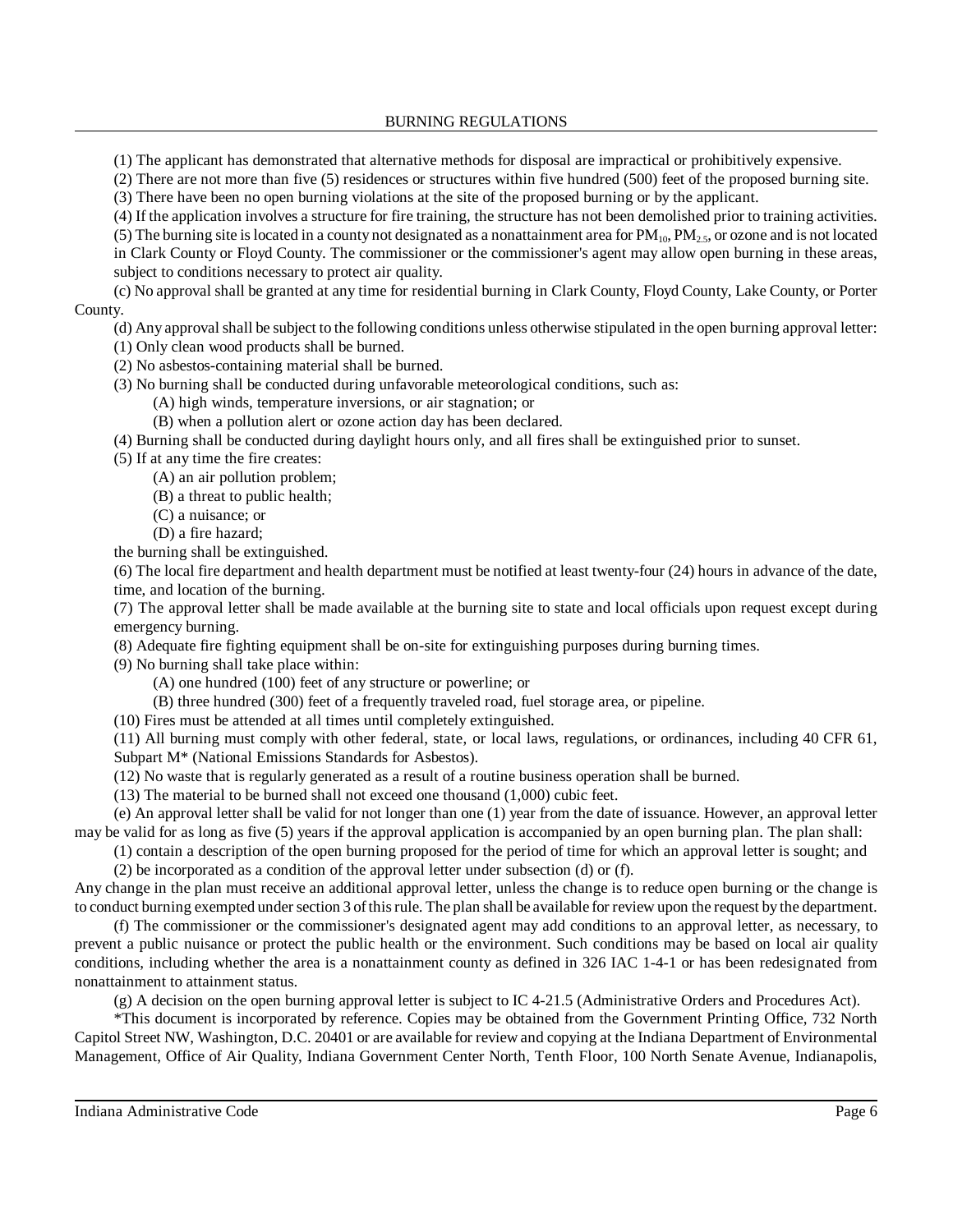(1) The applicant has demonstrated that alternative methods for disposal are impractical or prohibitively expensive.

(2) There are not more than five (5) residences or structures within five hundred (500) feet of the proposed burning site.

(3) There have been no open burning violations at the site of the proposed burning or by the applicant.

(4) If the application involves a structure for fire training, the structure has not been demolished prior to training activities.

(5) The burning site is located in a county not designated as a nonattainment area for $PM_{10}$, $PM_{2.5}$, or ozone and is not located in Clark County or Floyd County. The commissioner or the commissioner's agent may allow open burning in these areas, subject to conditions necessary to protect air quality.

(c) No approval shall be granted at any time for residential burning in Clark County, Floyd County, Lake County, or Porter County.

(d) Any approval shall be subject to the following conditions unless otherwise stipulated in the open burning approval letter:

(1) Only clean wood products shall be burned.

(2) No asbestos-containing material shall be burned.

(3) No burning shall be conducted during unfavorable meteorological conditions, such as:

(A) high winds, temperature inversions, or air stagnation; or

(B) when a pollution alert or ozone action day has been declared.

(4) Burning shall be conducted during daylight hours only, and all fires shall be extinguished prior to sunset.

(5) If at any time the fire creates:

(A) an air pollution problem;

(B) a threat to public health;

(C) a nuisance; or

(D) a fire hazard;

the burning shall be extinguished.

(6) The local fire department and health department must be notified at least twenty-four (24) hours in advance of the date, time, and location of the burning.

(7) The approval letter shall be made available at the burning site to state and local officials upon request except during emergency burning.

(8) Adequate fire fighting equipment shall be on-site for extinguishing purposes during burning times.

(9) No burning shall take place within:

(A) one hundred (100) feet of any structure or powerline; or

(B) three hundred (300) feet of a frequently traveled road, fuel storage area, or pipeline.

(10) Fires must be attended at all times until completely extinguished.

(11) All burning must comply with other federal, state, or local laws, regulations, or ordinances, including 40 CFR 61, Subpart M* (National Emissions Standards for Asbestos).

(12) No waste that is regularly generated as a result of a routine business operation shall be burned.

(13) The material to be burned shall not exceed one thousand (1,000) cubic feet.

(e) An approval letter shall be valid for not longer than one (1) year from the date of issuance. However, an approval letter may be valid for as long as five (5) years if the approval application is accompanied by an open burning plan. The plan shall:

(1) contain a description of the open burning proposed for the period of time for which an approval letter is sought; and

(2) be incorporated as a condition of the approval letter under subsection (d) or (f).

Any change in the plan must receive an additional approval letter, unless the change is to reduce open burning or the change is to conduct burning exempted under section 3 of this rule. The plan shall be available for review upon the request by the department.

(f) The commissioner or the commissioner's designated agent may add conditions to an approval letter, as necessary, to prevent a public nuisance or protect the public health or the environment. Such conditions may be based on local air quality conditions, including whether the area is a nonattainment county as defined in 326 IAC 1-4-1 or has been redesignated from nonattainment to attainment status.

(g) A decision on the open burning approval letter is subject to IC 4-21.5 (Administrative Orders and Procedures Act).

*This document is incorporated by reference. Copies may be obtained from the Government Printing Office, 732 North Capitol Street NW, Washington, D.C. 20401 or are available for review and copying at the Indiana Department of Environmental Management, Office of Air Quality, Indiana Government Center North, Tenth Floor, 100 North Senate Avenue, Indianapolis,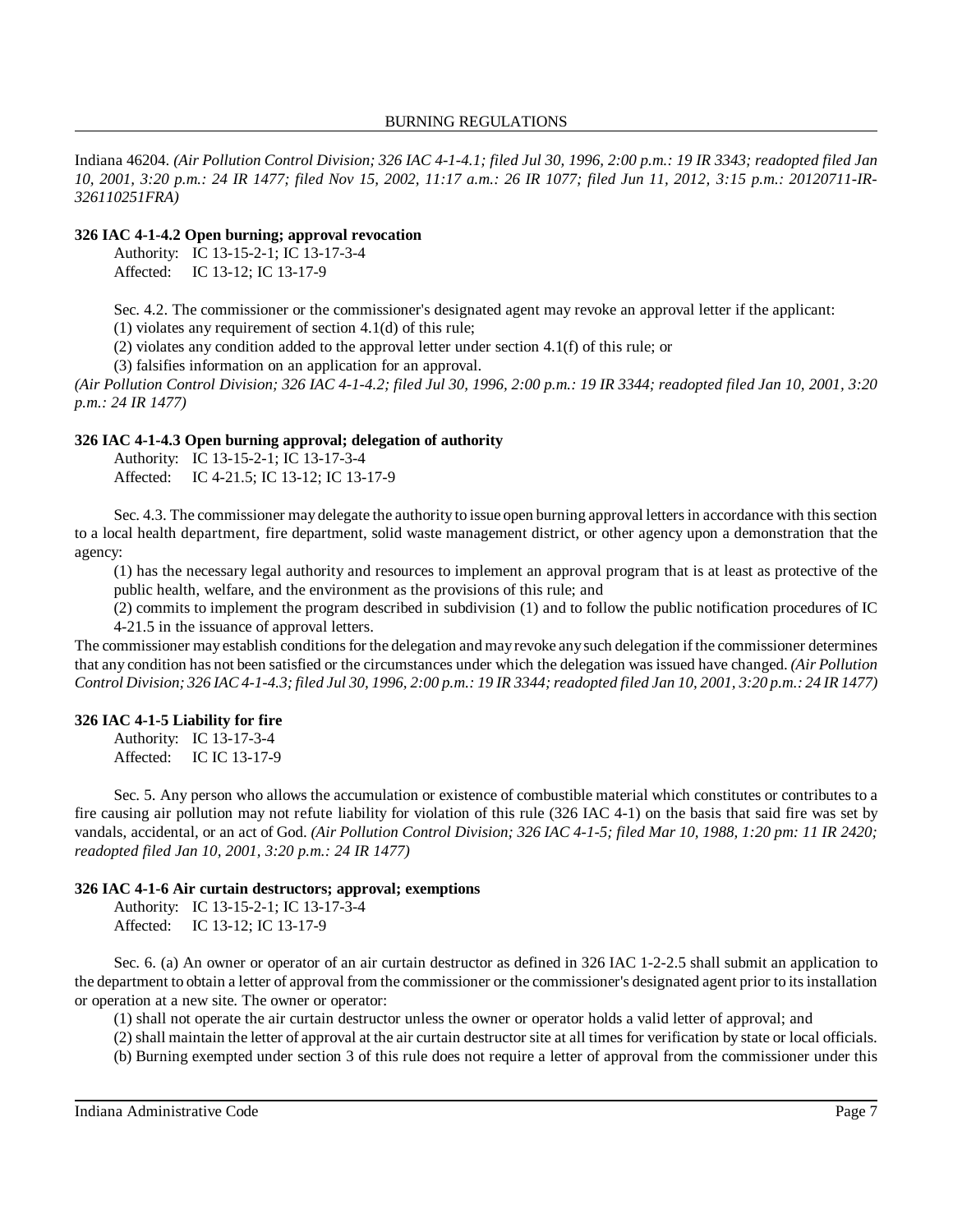Indiana 46204. *(Air Pollution Control Division; 326 IAC 4-1-4.1; filed Jul 30, 1996, 2:00 p.m.: 19 IR 3343; readopted filed Jan 10, 2001, 3:20 p.m.: 24 IR 1477; filed Nov 15, 2002, 11:17 a.m.: 26 IR 1077; filed Jun 11, 2012, 3:15 p.m.: 20120711-IR-326110251FRA)*

**326 IAC 4-1-4.2 Open burning; approval revocation**

Authority: IC 13-15-2-1; IC 13-17-3-4
Affected: IC 13-12; IC 13-17-9

Sec. 4.2. The commissioner or the commissioner's designated agent may revoke an approval letter if the applicant:

(1) violates any requirement of section 4.1(d) of this rule;

(2) violates any condition added to the approval letter under section 4.1(f) of this rule; or

(3) falsifies information on an application for an approval.

*(Air Pollution Control Division; 326 IAC 4-1-4.2; filed Jul 30, 1996, 2:00 p.m.: 19 IR 3344; readopted filed Jan 10, 2001, 3:20 p.m.: 24 IR 1477)*

**326 IAC 4-1-4.3 Open burning approval; delegation of authority**

Authority: IC 13-15-2-1; IC 13-17-3-4
Affected: IC 4-21.5; IC 13-12; IC 13-17-9

Sec. 4.3. The commissioner may delegate the authority to issue open burning approval letters in accordance with this section to a local health department, fire department, solid waste management district, or other agency upon a demonstration that the agency:

(1) has the necessary legal authority and resources to implement an approval program that is at least as protective of the public health, welfare, and the environment as the provisions of this rule; and

(2) commits to implement the program described in subdivision (1) and to follow the public notification procedures of IC 4-21.5 in the issuance of approval letters.

The commissioner may establish conditions for the delegation and may revoke any such delegation if the commissioner determines that any condition has not been satisfied or the circumstances under which the delegation was issued have changed. *(Air Pollution Control Division; 326 IAC 4-1-4.3; filed Jul 30, 1996, 2:00 p.m.: 19 IR 3344; readopted filed Jan 10, 2001, 3:20 p.m.: 24 IR 1477)*

**326 IAC 4-1-5 Liability for fire**

Authority: IC 13-17-3-4
Affected: IC IC 13-17-9

Sec. 5. Any person who allows the accumulation or existence of combustible material which constitutes or contributes to a fire causing air pollution may not refute liability for violation of this rule (326 IAC 4-1) on the basis that said fire was set by vandals, accidental, or an act of God. *(Air Pollution Control Division; 326 IAC 4-1-5; filed Mar 10, 1988, 1:20 pm: 11 IR 2420; readopted filed Jan 10, 2001, 3:20 p.m.: 24 IR 1477)*

**326 IAC 4-1-6 Air curtain destructors; approval; exemptions**

Authority: IC 13-15-2-1; IC 13-17-3-4
Affected: IC 13-12; IC 13-17-9

Sec. 6. (a) An owner or operator of an air curtain destructor as defined in 326 IAC 1-2-2.5 shall submit an application to the department to obtain a letter of approval from the commissioner or the commissioner's designated agent prior to its installation or operation at a new site. The owner or operator:

(1) shall not operate the air curtain destructor unless the owner or operator holds a valid letter of approval; and

(2) shall maintain the letter of approval at the air curtain destructor site at all times for verification by state or local officials.

(b) Burning exempted under section 3 of this rule does not require a letter of approval from the commissioner under this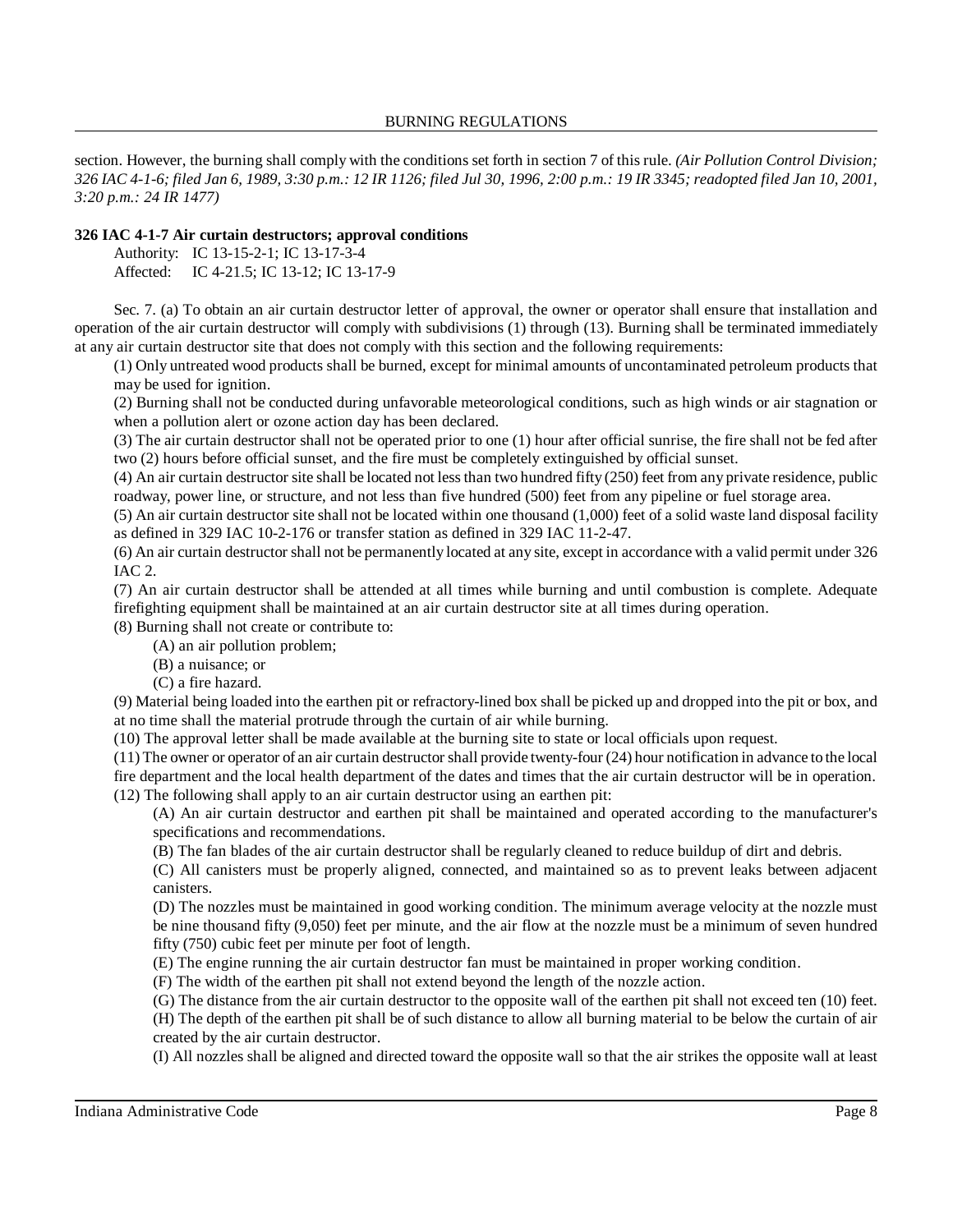section. However, the burning shall comply with the conditions set forth in section 7 of this rule. *(Air Pollution Control Division; 326 IAC 4-1-6; filed Jan 6, 1989, 3:30 p.m.: 12 IR 1126; filed Jul 30, 1996, 2:00 p.m.: 19 IR 3345; readopted filed Jan 10, 2001, 3:20 p.m.: 24 IR 1477)*

**326 IAC 4-1-7 Air curtain destructors; approval conditions**

Authority: IC 13-15-2-1; IC 13-17-3-4
Affected: IC 4-21.5; IC 13-12; IC 13-17-9

Sec. 7. (a) To obtain an air curtain destructor letter of approval, the owner or operator shall ensure that installation and operation of the air curtain destructor will comply with subdivisions (1) through (13). Burning shall be terminated immediately at any air curtain destructor site that does not comply with this section and the following requirements:

(1) Only untreated wood products shall be burned, except for minimal amounts of uncontaminated petroleum products that may be used for ignition.

(2) Burning shall not be conducted during unfavorable meteorological conditions, such as high winds or air stagnation or when a pollution alert or ozone action day has been declared.

(3) The air curtain destructor shall not be operated prior to one (1) hour after official sunrise, the fire shall not be fed after two (2) hours before official sunset, and the fire must be completely extinguished by official sunset.

(4) An air curtain destructor site shall be located not less than two hundred fifty (250) feet from any private residence, public roadway, power line, or structure, and not less than five hundred (500) feet from any pipeline or fuel storage area.

(5) An air curtain destructor site shall not be located within one thousand (1,000) feet of a solid waste land disposal facility as defined in 329 IAC 10-2-176 or transfer station as defined in 329 IAC 11-2-47.

(6) An air curtain destructor shall not be permanently located at any site, except in accordance with a valid permit under 326 IAC 2.

(7) An air curtain destructor shall be attended at all times while burning and until combustion is complete. Adequate firefighting equipment shall be maintained at an air curtain destructor site at all times during operation.

(8) Burning shall not create or contribute to:

(A) an air pollution problem;

(B) a nuisance; or

(C) a fire hazard.

(9) Material being loaded into the earthen pit or refractory-lined box shall be picked up and dropped into the pit or box, and at no time shall the material protrude through the curtain of air while burning.

(10) The approval letter shall be made available at the burning site to state or local officials upon request.

(11) The owner or operator of an air curtain destructor shall provide twenty-four (24) hour notification in advance to the local fire department and the local health department of the dates and times that the air curtain destructor will be in operation.

(12) The following shall apply to an air curtain destructor using an earthen pit:

(A) An air curtain destructor and earthen pit shall be maintained and operated according to the manufacturer's specifications and recommendations.

(B) The fan blades of the air curtain destructor shall be regularly cleaned to reduce buildup of dirt and debris.

(C) All canisters must be properly aligned, connected, and maintained so as to prevent leaks between adjacent canisters.

(D) The nozzles must be maintained in good working condition. The minimum average velocity at the nozzle must be nine thousand fifty (9,050) feet per minute, and the air flow at the nozzle must be a minimum of seven hundred fifty (750) cubic feet per minute per foot of length.

(E) The engine running the air curtain destructor fan must be maintained in proper working condition.

(F) The width of the earthen pit shall not extend beyond the length of the nozzle action.

(G) The distance from the air curtain destructor to the opposite wall of the earthen pit shall not exceed ten (10) feet.

(H) The depth of the earthen pit shall be of such distance to allow all burning material to be below the curtain of air created by the air curtain destructor.

(I) All nozzles shall be aligned and directed toward the opposite wall so that the air strikes the opposite wall at least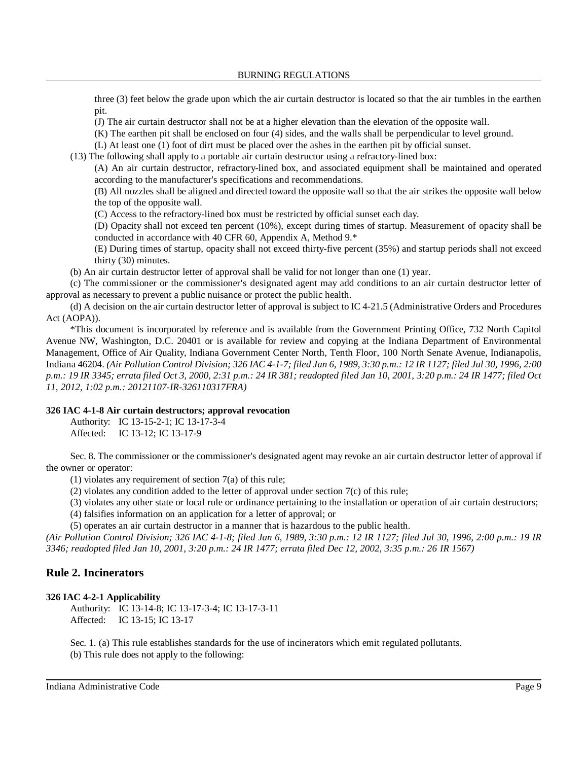three (3) feet below the grade upon which the air curtain destructor is located so that the air tumbles in the earthen pit.

(J) The air curtain destructor shall not be at a higher elevation than the elevation of the opposite wall.

(K) The earthen pit shall be enclosed on four (4) sides, and the walls shall be perpendicular to level ground.

(L) At least one (1) foot of dirt must be placed over the ashes in the earthen pit by official sunset.

(13) The following shall apply to a portable air curtain destructor using a refractory-lined box:

(A) An air curtain destructor, refractory-lined box, and associated equipment shall be maintained and operated according to the manufacturer's specifications and recommendations.

(B) All nozzles shall be aligned and directed toward the opposite wall so that the air strikes the opposite wall below the top of the opposite wall.

(C) Access to the refractory-lined box must be restricted by official sunset each day.

(D) Opacity shall not exceed ten percent (10%), except during times of startup. Measurement of opacity shall be conducted in accordance with 40 CFR 60, Appendix A, Method 9.*

(E) During times of startup, opacity shall not exceed thirty-five percent (35%) and startup periods shall not exceed thirty (30) minutes.

(b) An air curtain destructor letter of approval shall be valid for not longer than one (1) year.

(c) The commissioner or the commissioner's designated agent may add conditions to an air curtain destructor letter of approval as necessary to prevent a public nuisance or protect the public health.

(d) A decision on the air curtain destructor letter of approval is subject to IC 4-21.5 (Administrative Orders and Procedures Act (AOPA)).

*This document is incorporated by reference and is available from the Government Printing Office, 732 North Capitol Avenue NW, Washington, D.C. 20401 or is available for review and copying at the Indiana Department of Environmental Management, Office of Air Quality, Indiana Government Center North, Tenth Floor, 100 North Senate Avenue, Indianapolis, Indiana 46204. *(Air Pollution Control Division; 326 IAC 4-1-7; filed Jan 6, 1989, 3:30 p.m.: 12 IR 1127; filed Jul 30, 1996, 2:00 p.m.: 19 IR 3345; errata filed Oct 3, 2000, 2:31 p.m.: 24 IR 381; readopted filed Jan 10, 2001, 3:20 p.m.: 24 IR 1477; filed Oct 11, 2012, 1:02 p.m.: 20121107-IR-326110317FRA)*

**326 IAC 4-1-8 Air curtain destructors; approval revocation**

Authority: IC 13-15-2-1; IC 13-17-3-4
Affected: IC 13-12; IC 13-17-9

Sec. 8. The commissioner or the commissioner's designated agent may revoke an air curtain destructor letter of approval if the owner or operator:

(1) violates any requirement of section 7(a) of this rule;

(2) violates any condition added to the letter of approval under section 7(c) of this rule;

(3) violates any other state or local rule or ordinance pertaining to the installation or operation of air curtain destructors;

(4) falsifies information on an application for a letter of approval; or

(5) operates an air curtain destructor in a manner that is hazardous to the public health.

*(Air Pollution Control Division; 326 IAC 4-1-8; filed Jan 6, 1989, 3:30 p.m.: 12 IR 1127; filed Jul 30, 1996, 2:00 p.m.: 19 IR 3346; readopted filed Jan 10, 2001, 3:20 p.m.: 24 IR 1477; errata filed Dec 12, 2002, 3:35 p.m.: 26 IR 1567)*

## Rule 2. Incinerators

**326 IAC 4-2-1 Applicability**

Authority: IC 13-14-8; IC 13-17-3-4; IC 13-17-3-11
Affected: IC 13-15; IC 13-17

Sec. 1. (a) This rule establishes standards for the use of incinerators which emit regulated pollutants.

(b) This rule does not apply to the following: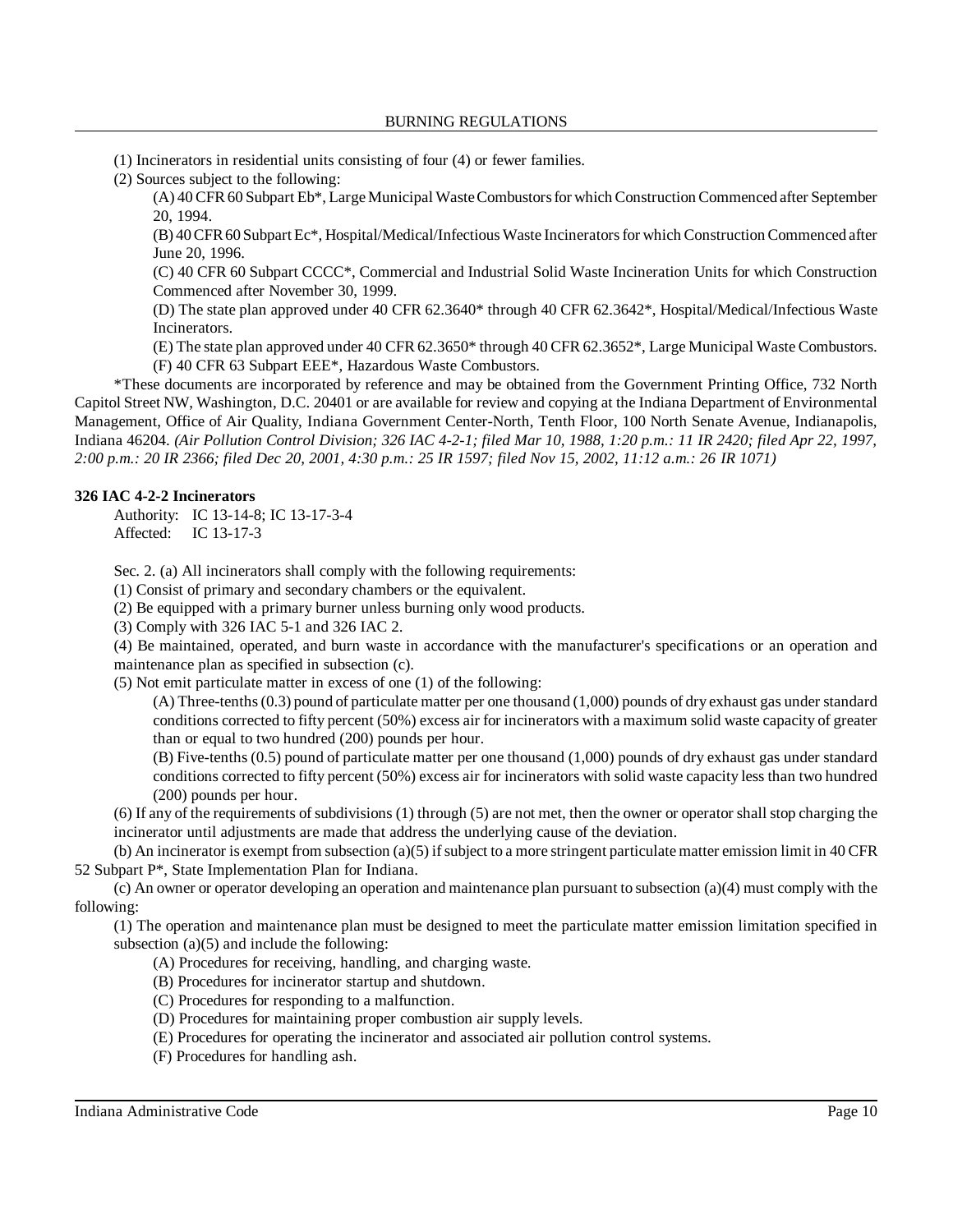(1) Incinerators in residential units consisting of four (4) or fewer families.

(2) Sources subject to the following:

(A) 40 CFR 60 Subpart Eb*, Large Municipal Waste Combustors for which Construction Commenced after September 20, 1994.

(B) 40 CFR 60 Subpart Ec*, Hospital/Medical/Infectious Waste Incinerators for which Construction Commenced after June 20, 1996.

(C) 40 CFR 60 Subpart CCCC*, Commercial and Industrial Solid Waste Incineration Units for which Construction Commenced after November 30, 1999.

(D) The state plan approved under 40 CFR 62.3640* through 40 CFR 62.3642*, Hospital/Medical/Infectious Waste Incinerators.

(E) The state plan approved under 40 CFR 62.3650* through 40 CFR 62.3652*, Large Municipal Waste Combustors.

(F) 40 CFR 63 Subpart EEE*, Hazardous Waste Combustors.

*These documents are incorporated by reference and may be obtained from the Government Printing Office, 732 North Capitol Street NW, Washington, D.C. 20401 or are available for review and copying at the Indiana Department of Environmental Management, Office of Air Quality, Indiana Government Center-North, Tenth Floor, 100 North Senate Avenue, Indianapolis, Indiana 46204. *(Air Pollution Control Division; 326 IAC 4-2-1; filed Mar 10, 1988, 1:20 p.m.: 11 IR 2420; filed Apr 22, 1997, 2:00 p.m.: 20 IR 2366; filed Dec 20, 2001, 4:30 p.m.: 25 IR 1597; filed Nov 15, 2002, 11:12 a.m.: 26 IR 1071)*

**326 IAC 4-2-2 Incinerators**

Authority: IC 13-14-8; IC 13-17-3-4
Affected: IC 13-17-3

Sec. 2. (a) All incinerators shall comply with the following requirements:

(1) Consist of primary and secondary chambers or the equivalent.

(2) Be equipped with a primary burner unless burning only wood products.

(3) Comply with 326 IAC 5-1 and 326 IAC 2.

(4) Be maintained, operated, and burn waste in accordance with the manufacturer's specifications or an operation and maintenance plan as specified in subsection (c).

(5) Not emit particulate matter in excess of one (1) of the following:

(A) Three-tenths (0.3) pound of particulate matter per one thousand (1,000) pounds of dry exhaust gas under standard conditions corrected to fifty percent (50%) excess air for incinerators with a maximum solid waste capacity of greater than or equal to two hundred (200) pounds per hour.

(B) Five-tenths (0.5) pound of particulate matter per one thousand (1,000) pounds of dry exhaust gas under standard conditions corrected to fifty percent (50%) excess air for incinerators with solid waste capacity less than two hundred (200) pounds per hour.

(6) If any of the requirements of subdivisions (1) through (5) are not met, then the owner or operator shall stop charging the incinerator until adjustments are made that address the underlying cause of the deviation.

(b) An incinerator is exempt from subsection (a)(5) if subject to a more stringent particulate matter emission limit in 40 CFR 52 Subpart P*, State Implementation Plan for Indiana.

(c) An owner or operator developing an operation and maintenance plan pursuant to subsection (a)(4) must comply with the following:

(1) The operation and maintenance plan must be designed to meet the particulate matter emission limitation specified in subsection (a)(5) and include the following:

(A) Procedures for receiving, handling, and charging waste.

(B) Procedures for incinerator startup and shutdown.

(C) Procedures for responding to a malfunction.

(D) Procedures for maintaining proper combustion air supply levels.

(E) Procedures for operating the incinerator and associated air pollution control systems.

(F) Procedures for handling ash.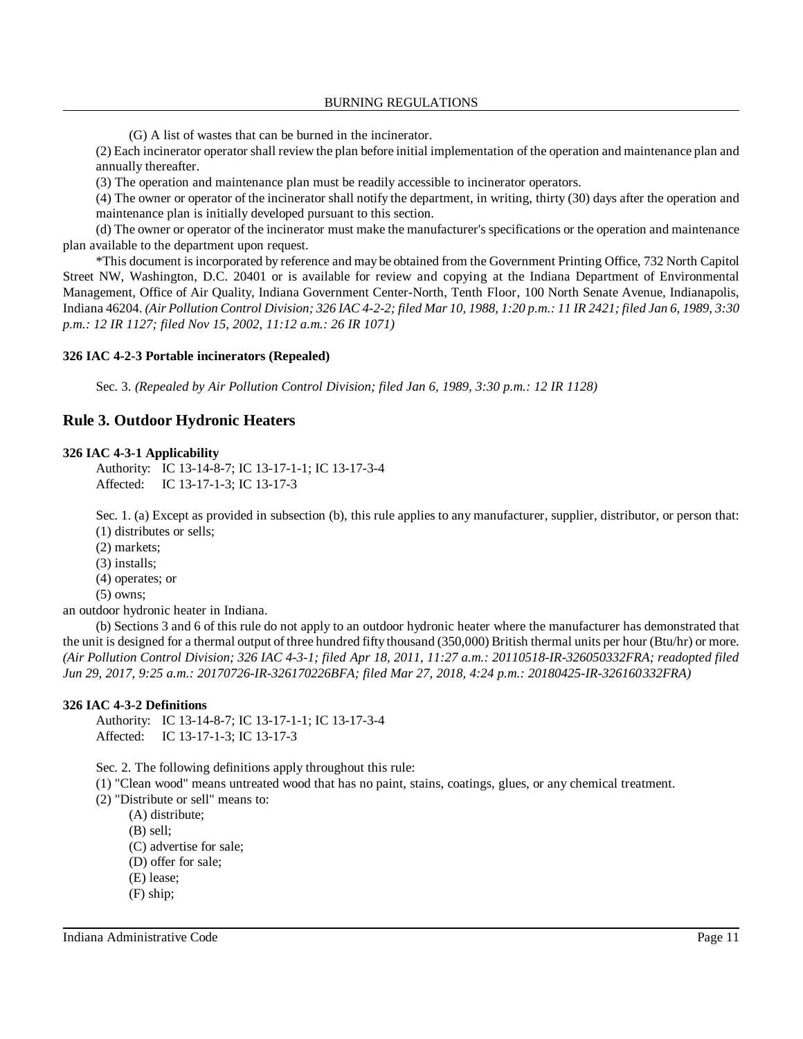(G) A list of wastes that can be burned in the incinerator.

(2) Each incinerator operator shall review the plan before initial implementation of the operation and maintenance plan and annually thereafter.

(3) The operation and maintenance plan must be readily accessible to incinerator operators.

(4) The owner or operator of the incinerator shall notify the department, in writing, thirty (30) days after the operation and maintenance plan is initially developed pursuant to this section.

(d) The owner or operator of the incinerator must make the manufacturer's specifications or the operation and maintenance plan available to the department upon request.

*This document is incorporated by reference and may be obtained from the Government Printing Office, 732 North Capitol Street NW, Washington, D.C. 20401 or is available for review and copying at the Indiana Department of Environmental Management, Office of Air Quality, Indiana Government Center-North, Tenth Floor, 100 North Senate Avenue, Indianapolis, Indiana 46204. *(Air Pollution Control Division; 326 IAC 4-2-2; filed Mar 10, 1988, 1:20 p.m.: 11 IR 2421; filed Jan 6, 1989, 3:30 p.m.: 12 IR 1127; filed Nov 15, 2002, 11:12 a.m.: 26 IR 1071)*

**326 IAC 4-2-3 Portable incinerators (Repealed)**

Sec. 3. *(Repealed by Air Pollution Control Division; filed Jan 6, 1989, 3:30 p.m.: 12 IR 1128)*

## Rule 3. Outdoor Hydronic Heaters

**326 IAC 4-3-1 Applicability**

Authority: IC 13-14-8-7; IC 13-17-1-1; IC 13-17-3-4
Affected: IC 13-17-1-3; IC 13-17-3

Sec. 1. (a) Except as provided in subsection (b), this rule applies to any manufacturer, supplier, distributor, or person that:

(1) distributes or sells;

(2) markets;

(3) installs;

(4) operates; or

(5) owns;

an outdoor hydronic heater in Indiana.

(b) Sections 3 and 6 of this rule do not apply to an outdoor hydronic heater where the manufacturer has demonstrated that the unit is designed for a thermal output of three hundred fifty thousand (350,000) British thermal units per hour (Btu/hr) or more. *(Air Pollution Control Division; 326 IAC 4-3-1; filed Apr 18, 2011, 11:27 a.m.: 20110518-IR-326050332FRA; readopted filed Jun 29, 2017, 9:25 a.m.: 20170726-IR-326170226BFA; filed Mar 27, 2018, 4:24 p.m.: 20180425-IR-326160332FRA)*

**326 IAC 4-3-2 Definitions**

Authority: IC 13-14-8-7; IC 13-17-1-1; IC 13-17-3-4
Affected: IC 13-17-1-3; IC 13-17-3

Sec. 2. The following definitions apply throughout this rule:

(1) "Clean wood" means untreated wood that has no paint, stains, coatings, glues, or any chemical treatment.

(2) "Distribute or sell" means to:

(A) distribute;

(B) sell;

(C) advertise for sale;

(D) offer for sale;

(E) lease;

(F) ship;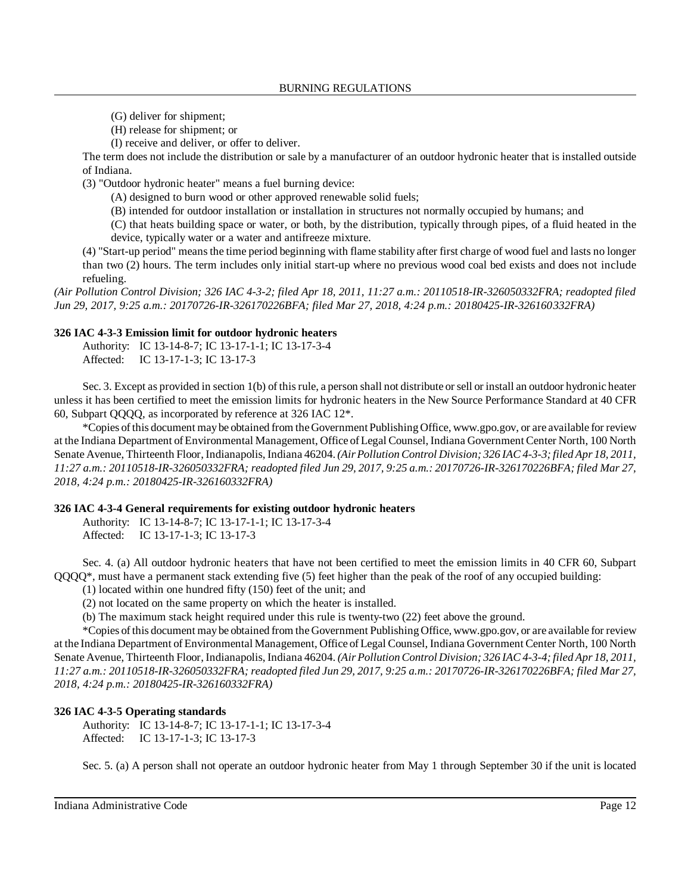(G) deliver for shipment;

(H) release for shipment; or

(I) receive and deliver, or offer to deliver.

The term does not include the distribution or sale by a manufacturer of an outdoor hydronic heater that is installed outside of Indiana.

(3) "Outdoor hydronic heater" means a fuel burning device:

(A) designed to burn wood or other approved renewable solid fuels;

(B) intended for outdoor installation or installation in structures not normally occupied by humans; and

(C) that heats building space or water, or both, by the distribution, typically through pipes, of a fluid heated in the device, typically water or a water and antifreeze mixture.

(4) "Start-up period" means the time period beginning with flame stability after first charge of wood fuel and lasts no longer than two (2) hours. The term includes only initial start-up where no previous wood coal bed exists and does not include refueling.

*(Air Pollution Control Division; 326 IAC 4-3-2; filed Apr 18, 2011, 11:27 a.m.: 20110518-IR-326050332FRA; readopted filed Jun 29, 2017, 9:25 a.m.: 20170726-IR-326170226BFA; filed Mar 27, 2018, 4:24 p.m.: 20180425-IR-326160332FRA)*

**326 IAC 4-3-3 Emission limit for outdoor hydronic heaters**

Authority: IC 13-14-8-7; IC 13-17-1-1; IC 13-17-3-4
Affected: IC 13-17-1-3; IC 13-17-3

Sec. 3. Except as provided in section 1(b) of this rule, a person shall not distribute or sell or install an outdoor hydronic heater unless it has been certified to meet the emission limits for hydronic heaters in the New Source Performance Standard at 40 CFR 60, Subpart QQQQ, as incorporated by reference at 326 IAC 12*.

*Copies of this document may be obtained from the Government Publishing Office, www.gpo.gov, or are available for review at the Indiana Department of Environmental Management, Office of Legal Counsel, Indiana Government Center North, 100 North Senate Avenue, Thirteenth Floor, Indianapolis, Indiana 46204. *(Air Pollution Control Division; 326 IAC 4-3-3; filed Apr 18, 2011, 11:27 a.m.: 20110518-IR-326050332FRA; readopted filed Jun 29, 2017, 9:25 a.m.: 20170726-IR-326170226BFA; filed Mar 27, 2018, 4:24 p.m.: 20180425-IR-326160332FRA)*

**326 IAC 4-3-4 General requirements for existing outdoor hydronic heaters**

Authority: IC 13-14-8-7; IC 13-17-1-1; IC 13-17-3-4
Affected: IC 13-17-1-3; IC 13-17-3

Sec. 4. (a) All outdoor hydronic heaters that have not been certified to meet the emission limits in 40 CFR 60, Subpart QQQQ*, must have a permanent stack extending five (5) feet higher than the peak of the roof of any occupied building:

(1) located within one hundred fifty (150) feet of the unit; and

(2) not located on the same property on which the heater is installed.

(b) The maximum stack height required under this rule is twenty-two (22) feet above the ground.

*Copies of this document may be obtained from the Government Publishing Office, www.gpo.gov, or are available for review at the Indiana Department of Environmental Management, Office of Legal Counsel, Indiana Government Center North, 100 North Senate Avenue, Thirteenth Floor, Indianapolis, Indiana 46204. *(Air Pollution Control Division; 326 IAC 4-3-4; filed Apr 18, 2011, 11:27 a.m.: 20110518-IR-326050332FRA; readopted filed Jun 29, 2017, 9:25 a.m.: 20170726-IR-326170226BFA; filed Mar 27, 2018, 4:24 p.m.: 20180425-IR-326160332FRA)*

**326 IAC 4-3-5 Operating standards**

Authority: IC 13-14-8-7; IC 13-17-1-1; IC 13-17-3-4
Affected: IC 13-17-1-3; IC 13-17-3

Sec. 5. (a) A person shall not operate an outdoor hydronic heater from May 1 through September 30 if the unit is located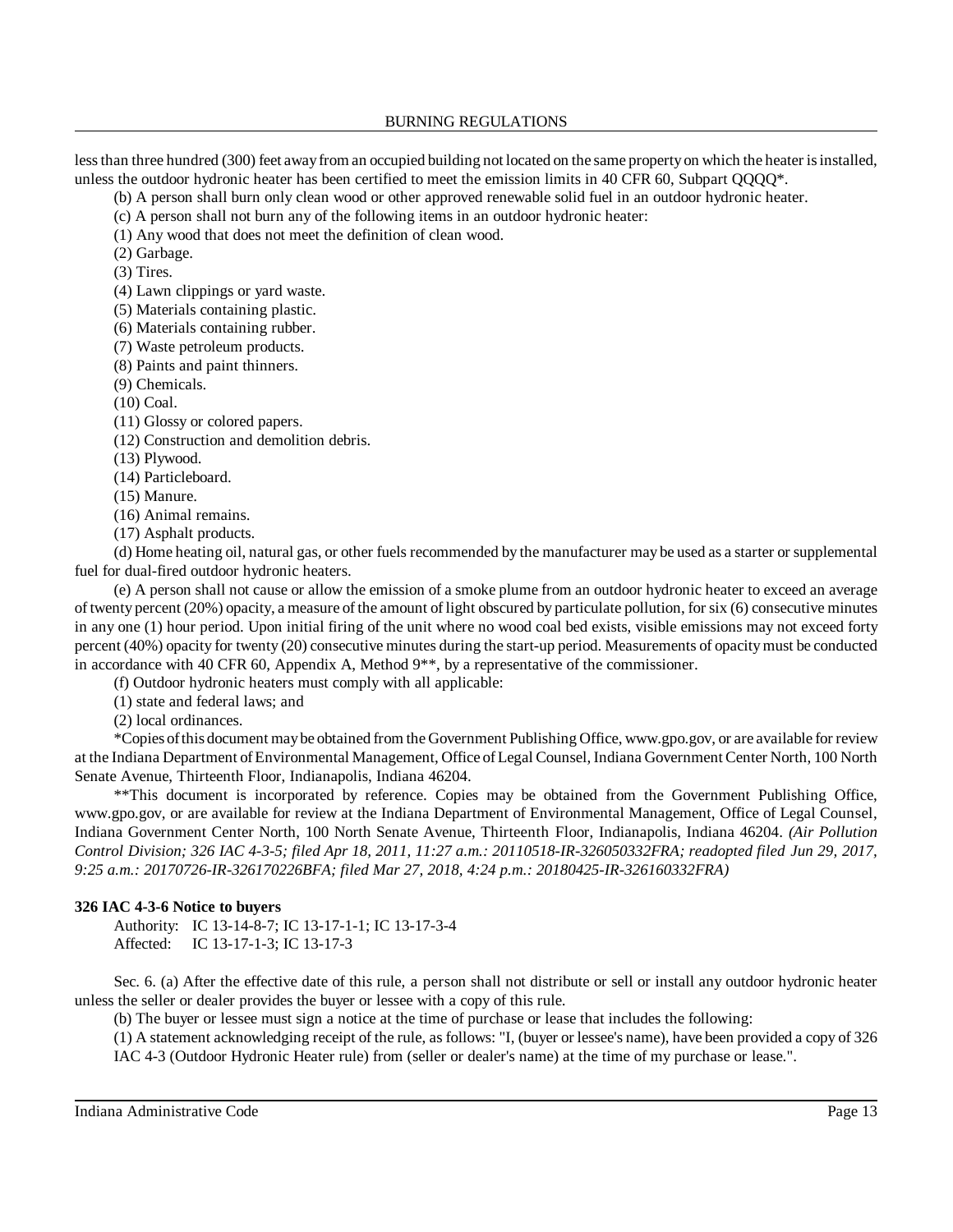less than three hundred (300) feet away from an occupied building not located on the same property on which the heater is installed, unless the outdoor hydronic heater has been certified to meet the emission limits in 40 CFR 60, Subpart QQQQ*.

(b) A person shall burn only clean wood or other approved renewable solid fuel in an outdoor hydronic heater.

(c) A person shall not burn any of the following items in an outdoor hydronic heater:

(1) Any wood that does not meet the definition of clean wood.

(2) Garbage.

(3) Tires.

(4) Lawn clippings or yard waste.

(5) Materials containing plastic.

(6) Materials containing rubber.

(7) Waste petroleum products.

(8) Paints and paint thinners.

(9) Chemicals.

(10) Coal.

(11) Glossy or colored papers.

(12) Construction and demolition debris.

(13) Plywood.

(14) Particleboard.

(15) Manure.

(16) Animal remains.

(17) Asphalt products.

(d) Home heating oil, natural gas, or other fuels recommended by the manufacturer may be used as a starter or supplemental fuel for dual-fired outdoor hydronic heaters.

(e) A person shall not cause or allow the emission of a smoke plume from an outdoor hydronic heater to exceed an average of twenty percent (20%) opacity, a measure of the amount of light obscured by particulate pollution, for six (6) consecutive minutes in any one (1) hour period. Upon initial firing of the unit where no wood coal bed exists, visible emissions may not exceed forty percent (40%) opacity for twenty (20) consecutive minutes during the start-up period. Measurements of opacity must be conducted in accordance with 40 CFR 60, Appendix A, Method 9**, by a representative of the commissioner.

(f) Outdoor hydronic heaters must comply with all applicable:

(1) state and federal laws; and

(2) local ordinances.

*Copies of this document may be obtained from the Government Publishing Office, www.gpo.gov, or are available for review at the Indiana Department of Environmental Management, Office of Legal Counsel, Indiana Government Center North, 100 North Senate Avenue, Thirteenth Floor, Indianapolis, Indiana 46204.

**This document is incorporated by reference. Copies may be obtained from the Government Publishing Office, www.gpo.gov, or are available for review at the Indiana Department of Environmental Management, Office of Legal Counsel, Indiana Government Center North, 100 North Senate Avenue, Thirteenth Floor, Indianapolis, Indiana 46204. *(Air Pollution Control Division; 326 IAC 4-3-5; filed Apr 18, 2011, 11:27 a.m.: 20110518-IR-326050332FRA; readopted filed Jun 29, 2017, 9:25 a.m.: 20170726-IR-326170226BFA; filed Mar 27, 2018, 4:24 p.m.: 20180425-IR-326160332FRA)*

**326 IAC 4-3-6 Notice to buyers**

Authority: IC 13-14-8-7; IC 13-17-1-1; IC 13-17-3-4
Affected: IC 13-17-1-3; IC 13-17-3

Sec. 6. (a) After the effective date of this rule, a person shall not distribute or sell or install any outdoor hydronic heater unless the seller or dealer provides the buyer or lessee with a copy of this rule.

(b) The buyer or lessee must sign a notice at the time of purchase or lease that includes the following:

(1) A statement acknowledging receipt of the rule, as follows: "I, (buyer or lessee's name), have been provided a copy of 326 IAC 4-3 (Outdoor Hydronic Heater rule) from (seller or dealer's name) at the time of my purchase or lease.".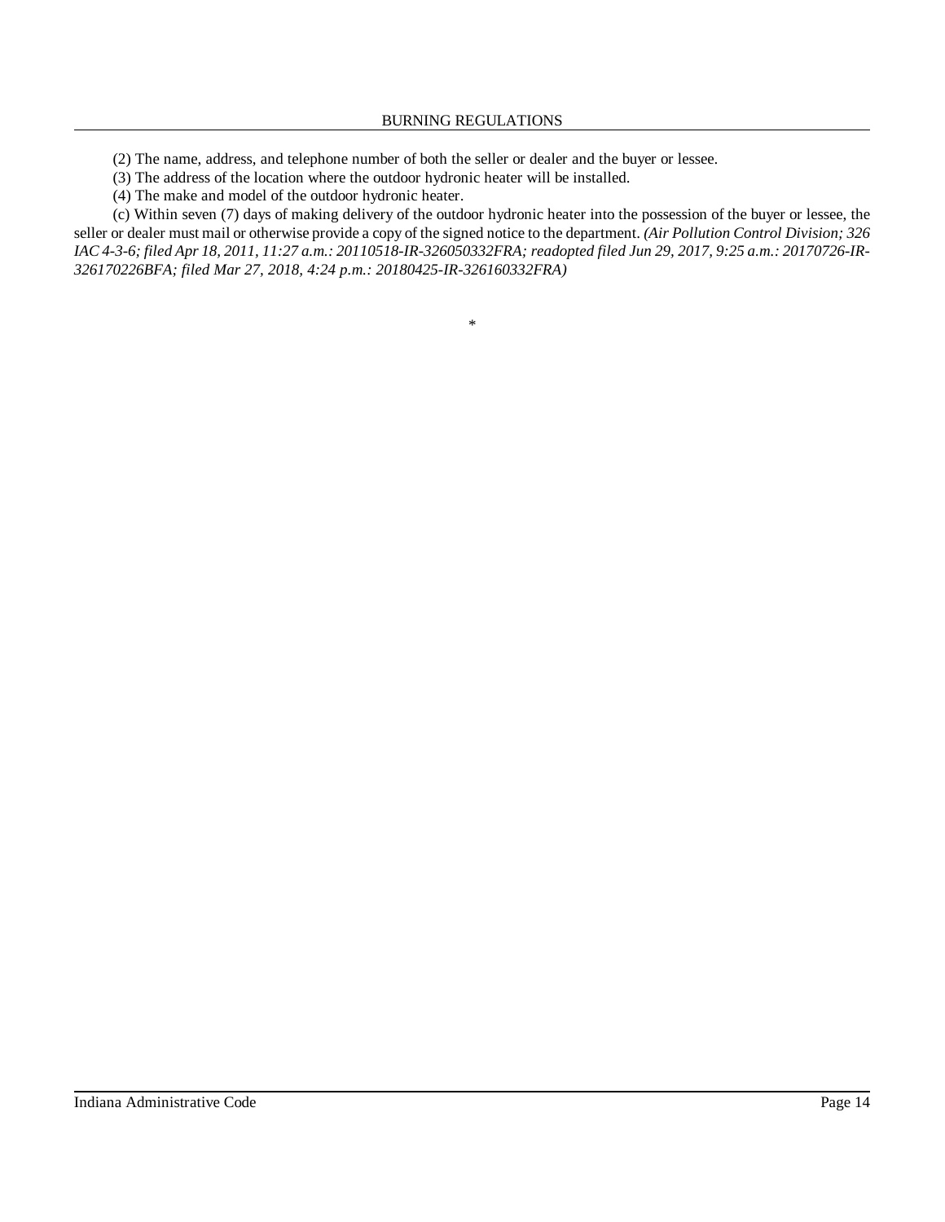(2) The name, address, and telephone number of both the seller or dealer and the buyer or lessee.

(3) The address of the location where the outdoor hydronic heater will be installed.

(4) The make and model of the outdoor hydronic heater.

(c) Within seven (7) days of making delivery of the outdoor hydronic heater into the possession of the buyer or lessee, the seller or dealer must mail or otherwise provide a copy of the signed notice to the department. *(Air Pollution Control Division; 326 IAC 4-3-6; filed Apr 18, 2011, 11:27 a.m.: 20110518-IR-326050332FRA; readopted filed Jun 29, 2017, 9:25 a.m.: 20170726-IR-326170226BFA; filed Mar 27, 2018, 4:24 p.m.: 20180425-IR-326160332FRA)*

*